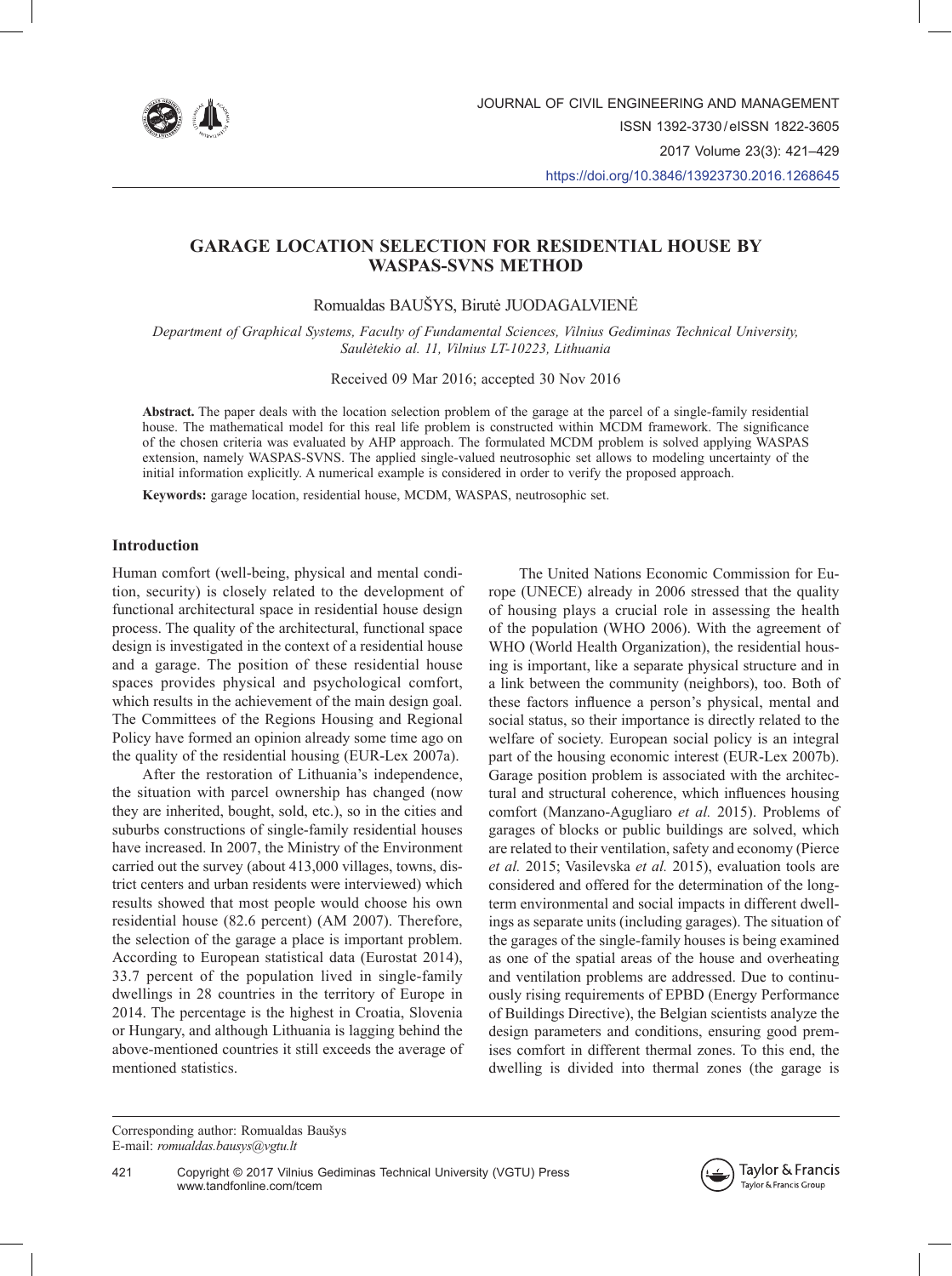# GARAGE LOCATION SELECTION FOR RESIDENTIAL HOUSE BY WASPAS-SVNS METHOD

Romualdas BAUŠYS, Birutė JUODAGALVIENĖ

*Department of Graphical Systems, Faculty of Fundamental Sciences, Vilnius Gediminas Technical University, Saulėtekio al. 11, Vilnius LT-10223, Lithuania*

Received 09 Mar 2016; accepted 30 Nov 2016

**Abstract.** The paper deals with the location selection problem of the garage at the parcel of a single-family residential house. The mathematical model for this real life problem is constructed within MCDM framework. The significance of the chosen criteria was evaluated by AHP approach. The formulated MCDM problem is solved applying WASPAS extension, namely WASPAS-SVNS. The applied single-valued neutrosophic set allows to modeling uncertainty of the initial information explicitly. A numerical example is considered in order to verify the proposed approach.

**Keywords:** garage location, residential house, MCDM, WASPAS, neutrosophic set.

## Introduction

Human comfort (well-being, physical and mental condition, security) is closely related to the development of functional architectural space in residential house design process. The quality of the architectural, functional space design is investigated in the context of a residential house and a garage. The position of these residential house spaces provides physical and psychological comfort, which results in the achievement of the main design goal. The Committees of the Regions Housing and Regional Policy have formed an opinion already some time ago on the quality of the residential housing (EUR-Lex 2007a).

After the restoration of Lithuania's independence, the situation with parcel ownership has changed (now they are inherited, bought, sold, etc.), so in the cities and suburbs constructions of single-family residential houses have increased. In 2007, the Ministry of the Environment carried out the survey (about 413,000 villages, towns, district centers and urban residents were interviewed) which results showed that most people would choose his own residential house (82.6 percent) (AM 2007). Therefore, the selection of the garage a place is important problem. According to European statistical data (Eurostat 2014), 33.7 percent of the population lived in single-family dwellings in 28 countries in the territory of Europe in 2014. The percentage is the highest in Croatia, Slovenia or Hungary, and although Lithuania is lagging behind the above-mentioned countries it still exceeds the average of mentioned statistics.

The United Nations Economic Commission for Europe (UNECE) already in 2006 stressed that the quality of housing plays a crucial role in assessing the health of the population (WHO 2006). With the agreement of WHO (World Health Organization), the residential housing is important, like a separate physical structure and in a link between the community (neighbors), too. Both of these factors influence a person's physical, mental and social status, so their importance is directly related to the welfare of society. European social policy is an integral part of the housing economic interest (EUR-Lex 2007b). Garage position problem is associated with the architectural and structural coherence, which influences housing comfort (Manzano-Agugliaro *et al.* 2015). Problems of garages of blocks or public buildings are solved, which are related to their ventilation, safety and economy (Pierce *et al.* 2015; Vasilevska *et al.* 2015), evaluation tools are considered and offered for the determination of the long-term environmental and social impacts in different dwellings as separate units (including garages). The situation of the garages of the single-family houses is being examined as one of the spatial areas of the house and overheating and ventilation problems are addressed. Due to continuously rising requirements of EPBD (Energy Performance of Buildings Directive), the Belgian scientists analyze the design parameters and conditions, ensuring good premises comfort in different thermal zones. To this end, the dwelling is divided into thermal zones (the garage is

Corresponding author: Romualdas Baušys
E-mail: *romualdas.bausys@vgtu.lt*

Copyright © 2017 Vilnius Gediminas Technical University (VGTU) Press
www.tandfonline.com/tcem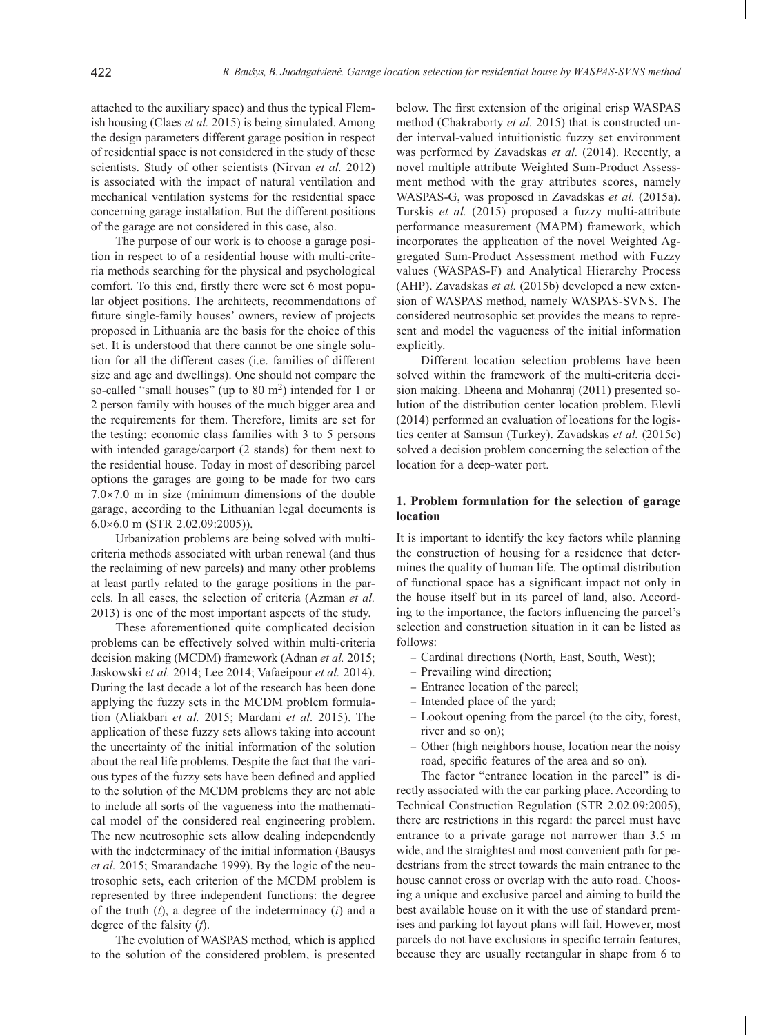attached to the auxiliary space) and thus the typical Flemish housing (Claes *et al.* 2015) is being simulated. Among the design parameters different garage position in respect of residential space is not considered in the study of these scientists. Study of other scientists (Nirvan *et al.* 2012) is associated with the impact of natural ventilation and mechanical ventilation systems for the residential space concerning garage installation. But the different positions of the garage are not considered in this case, also.

The purpose of our work is to choose a garage position in respect to of a residential house with multi-criteria methods searching for the physical and psychological comfort. To this end, firstly there were set 6 most popular object positions. The architects, recommendations of future single-family houses' owners, review of projects proposed in Lithuania are the basis for the choice of this set. It is understood that there cannot be one single solution for all the different cases (i.e. families of different size and age and dwellings). One should not compare the so-called "small houses" (up to 80 $m^2$) intended for 1 or 2 person family with houses of the much bigger area and the requirements for them. Therefore, limits are set for the testing: economic class families with 3 to 5 persons with intended garage/carport (2 stands) for them next to the residential house. Today in most of describing parcel options the garages are going to be made for two cars 7.0×7.0 m in size (minimum dimensions of the double garage, according to the Lithuanian legal documents is 6.0×6.0 m (STR 2.02.09:2005)).

Urbanization problems are being solved with multi-criteria methods associated with urban renewal (and thus the reclaiming of new parcels) and many other problems at least partly related to the garage positions in the parcels. In all cases, the selection of criteria (Azman *et al.* 2013) is one of the most important aspects of the study.

These aforementioned quite complicated decision problems can be effectively solved within multi-criteria decision making (MCDM) framework (Adnan *et al.* 2015; Jaskowski *et al.* 2014; Lee 2014; Vafaeipour *et al.* 2014). During the last decade a lot of the research has been done applying the fuzzy sets in the MCDM problem formulation (Aliakbari *et al.* 2015; Mardani *et al.* 2015). The application of these fuzzy sets allows taking into account the uncertainty of the initial information of the solution about the real life problems. Despite the fact that the various types of the fuzzy sets have been defined and applied to the solution of the MCDM problems they are not able to include all sorts of the vagueness into the mathematical model of the considered real engineering problem. The new neutrosophic sets allow dealing independently with the indeterminacy of the initial information (Bausys *et al.* 2015; Smarandache 1999). By the logic of the neutrosophic sets, each criterion of the MCDM problem is represented by three independent functions: the degree of the truth ($t$), a degree of the indeterminacy ($i$) and a degree of the falsity ($f$).

The evolution of WASPAS method, which is applied to the solution of the considered problem, is presented below. The first extension of the original crisp WASPAS method (Chakraborty *et al.* 2015) that is constructed under interval-valued intuitionistic fuzzy set environment was performed by Zavadskas *et al.* (2014). Recently, a novel multiple attribute Weighted Sum-Product Assessment method with the gray attributes scores, namely WASPAS-G, was proposed in Zavadskas *et al.* (2015a). Turskis *et al.* (2015) proposed a fuzzy multi-attribute performance measurement (MAPM) framework, which incorporates the application of the novel Weighted Aggregated Sum-Product Assessment method with Fuzzy values (WASPAS-F) and Analytical Hierarchy Process (AHP). Zavadskas *et al.* (2015b) developed a new extension of WASPAS method, namely WASPAS-SVNS. The considered neutrosophic set provides the means to represent and model the vagueness of the initial information explicitly.

Different location selection problems have been solved within the framework of the multi-criteria decision making. Dheena and Mohanraj (2011) presented solution of the distribution center location problem. Elevli (2014) performed an evaluation of locations for the logistics center at Samsun (Turkey). Zavadskas *et al.* (2015c) solved a decision problem concerning the selection of the location for a deep-water port.

## 1. Problem formulation for the selection of garage location

It is important to identify the key factors while planning the construction of housing for a residence that determines the quality of human life. The optimal distribution of functional space has a significant impact not only in the house itself but in its parcel of land, also. According to the importance, the factors influencing the parcel's selection and construction situation in it can be listed as follows:

- Cardinal directions (North, East, South, West);
- Prevailing wind direction;
- Entrance location of the parcel;
- Intended place of the yard;
- Lookout opening from the parcel (to the city, forest, river and so on);
- Other (high neighbors house, location near the noisy road, specific features of the area and so on).

The factor "entrance location in the parcel" is directly associated with the car parking place. According to Technical Construction Regulation (STR 2.02.09:2005), there are restrictions in this regard: the parcel must have entrance to a private garage not narrower than 3.5 m wide, and the straightest and most convenient path for pedestrians from the street towards the main entrance to the house cannot cross or overlap with the auto road. Choosing a unique and exclusive parcel and aiming to build the best available house on it with the use of standard premises and parking lot layout plans will fail. However, most parcels do not have exclusions in specific terrain features, because they are usually rectangular in shape from 6 to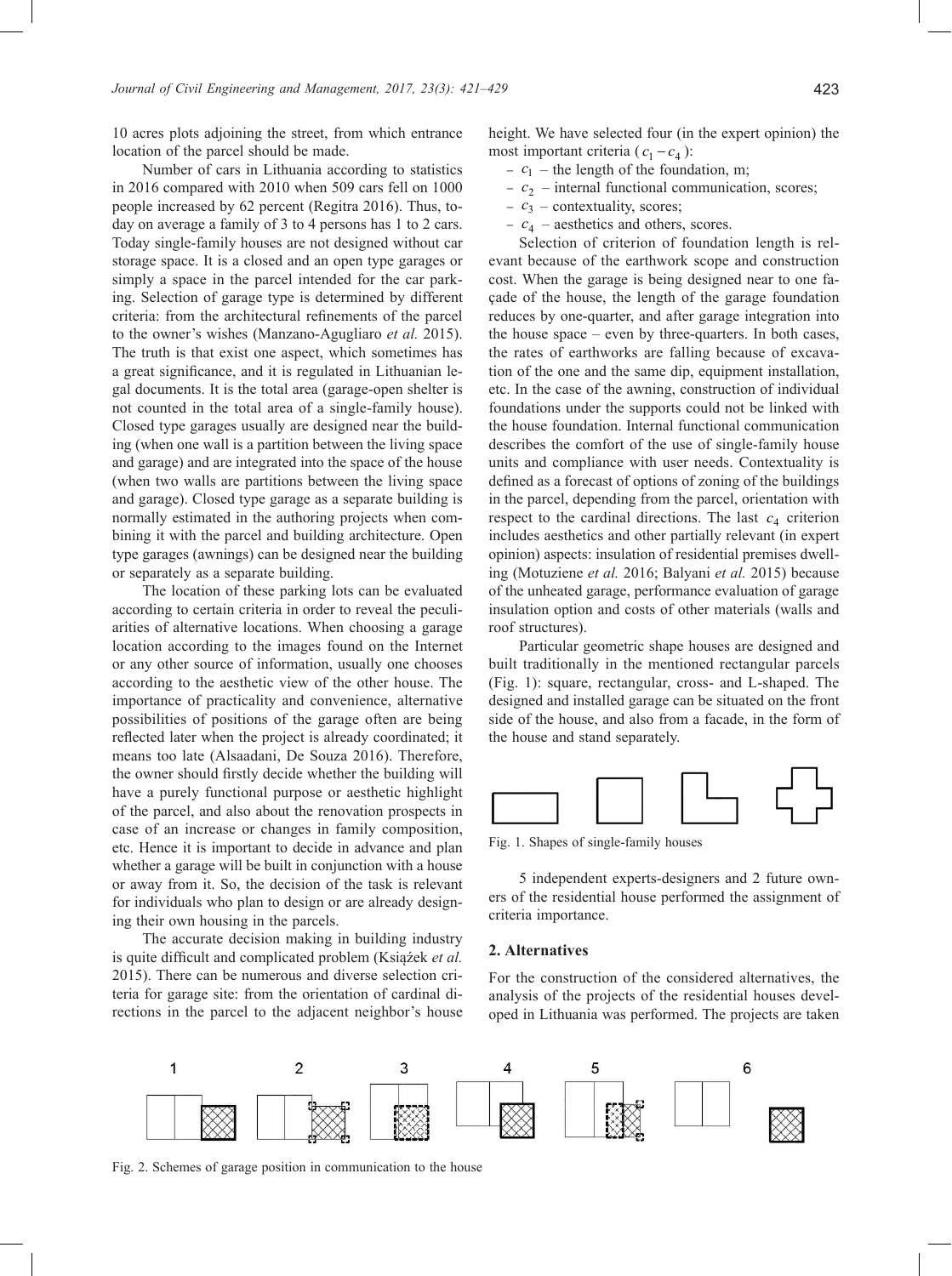10 acres plots adjoining the street, from which entrance location of the parcel should be made.

Number of cars in Lithuania according to statistics in 2016 compared with 2010 when 509 cars fell on 1000 people increased by 62 percent (Regitra 2016). Thus, today on average a family of 3 to 4 persons has 1 to 2 cars. Today single-family houses are not designed without car storage space. It is a closed and an open type garages or simply a space in the parcel intended for the car parking. Selection of garage type is determined by different criteria: from the architectural refinements of the parcel to the owner's wishes (Manzano-Agugliaro *et al.* 2015). The truth is that exist one aspect, which sometimes has a great significance, and it is regulated in Lithuanian legal documents. It is the total area (garage-open shelter is not counted in the total area of a single-family house). Closed type garages usually are designed near the building (when one wall is a partition between the living space and garage) and are integrated into the space of the house (when two walls are partitions between the living space and garage). Closed type garage as a separate building is normally estimated in the authoring projects when combining it with the parcel and building architecture. Open type garages (awnings) can be designed near the building or separately as a separate building.

The location of these parking lots can be evaluated according to certain criteria in order to reveal the peculiarities of alternative locations. When choosing a garage location according to the images found on the Internet or any other source of information, usually one chooses according to the aesthetic view of the other house. The importance of practicality and convenience, alternative possibilities of positions of the garage often are being reflected later when the project is already coordinated; it means too late (Alsaadani, De Souza 2016). Therefore, the owner should firstly decide whether the building will have a purely functional purpose or aesthetic highlight of the parcel, and also about the renovation prospects in case of an increase or changes in family composition, etc. Hence it is important to decide in advance and plan whether a garage will be built in conjunction with a house or away from it. So, the decision of the task is relevant for individuals who plan to design or are already designing their own housing in the parcels.

The accurate decision making in building industry is quite difficult and complicated problem (Książek *et al.* 2015). There can be numerous and diverse selection criteria for garage site: from the orientation of cardinal directions in the parcel to the adjacent neighbor's house height. We have selected four (in the expert opinion) the most important criteria ($c_1 - c_4$):

- $c_1$ – the length of the foundation, m;
- $c_2$ – internal functional communication, scores;
- $c_3$ – contextuality, scores;
- $c_4$ – aesthetics and others, scores.

Selection of criterion of foundation length is relevant because of the earthwork scope and construction cost. When the garage is being designed near to one façade of the house, the length of the garage foundation reduces by one-quarter, and after garage integration into the house space – even by three-quarters. In both cases, the rates of earthworks are falling because of excavation of the one and the same dip, equipment installation, etc. In the case of the awning, construction of individual foundations under the supports could not be linked with the house foundation. Internal functional communication describes the comfort of the use of single-family house units and compliance with user needs. Contextuality is defined as a forecast of options of zoning of the buildings in the parcel, depending from the parcel, orientation with respect to the cardinal directions. The last $c_4$ criterion includes aesthetics and other partially relevant (in expert opinion) aspects: insulation of residential premises dwelling (Motuziene *et al.* 2016; Balyani *et al.* 2015) because of the unheated garage, performance evaluation of garage insulation option and costs of other materials (walls and roof structures).

Particular geometric shape houses are designed and built traditionally in the mentioned rectangular parcels (Fig. 1): square, rectangular, cross- and L-shaped. The designed and installed garage can be situated on the front side of the house, and also from a facade, in the form of the house and stand separately.

Fig. 1. Shapes of single-family houses

5 independent experts-designers and 2 future owners of the residential house performed the assignment of criteria importance.

## 2. Alternatives

For the construction of the considered alternatives, the analysis of the projects of the residential houses developed in Lithuania was performed. The projects are taken

Fig. 2. Schemes of garage position in communication to the house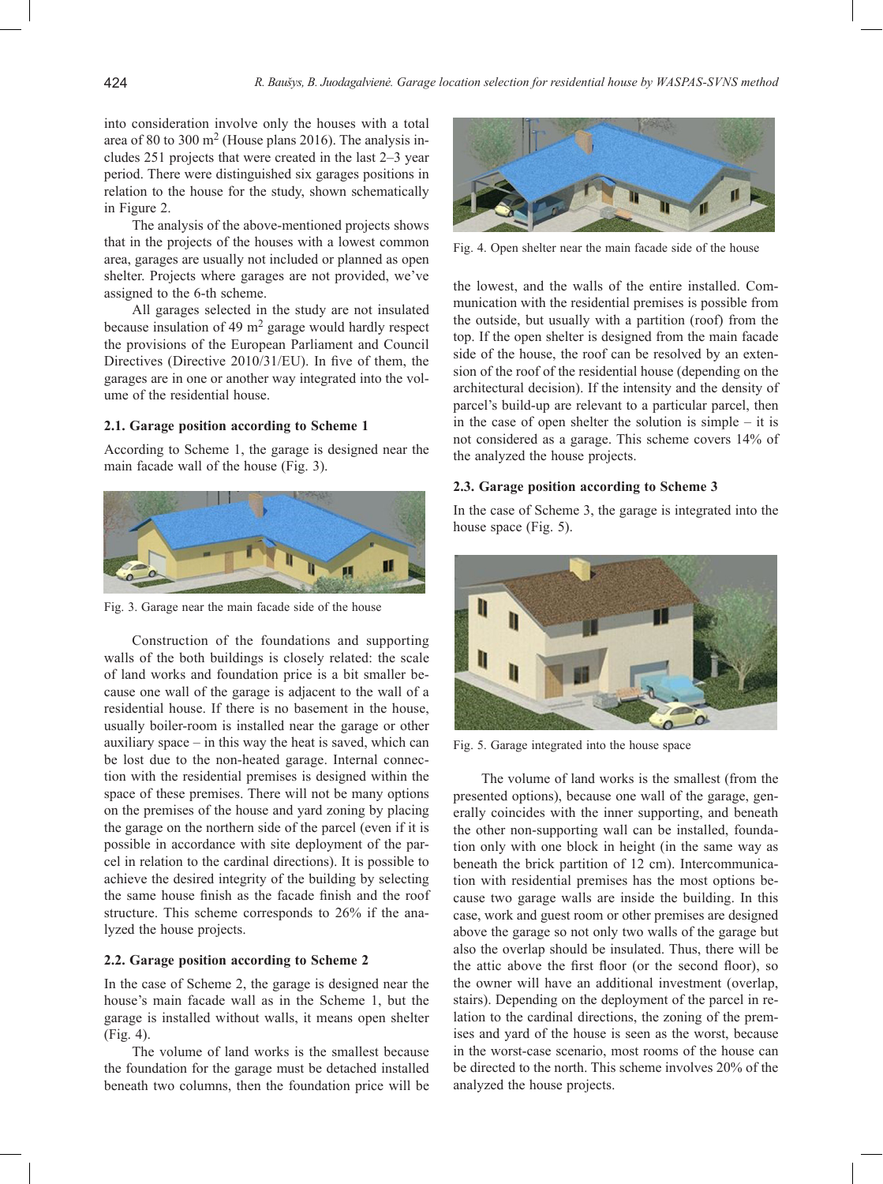into consideration involve only the houses with a total area of 80 to 300 m$^2$ (House plans 2016). The analysis includes 251 projects that were created in the last 2–3 year period. There were distinguished six garages positions in relation to the house for the study, shown schematically in Figure 2.

The analysis of the above-mentioned projects shows that in the projects of the houses with a lowest common area, garages are usually not included or planned as open shelter. Projects where garages are not provided, we've assigned to the 6-th scheme.

All garages selected in the study are not insulated because insulation of 49 m$^2$ garage would hardly respect the provisions of the European Parliament and Council Directives (Directive 2010/31/EU). In five of them, the garages are in one or another way integrated into the volume of the residential house.

### 2.1. Garage position according to Scheme 1

According to Scheme 1, the garage is designed near the main facade wall of the house (Fig. 3).

Fig. 3. Garage near the main facade side of the house

Construction of the foundations and supporting walls of the both buildings is closely related: the scale of land works and foundation price is a bit smaller because one wall of the garage is adjacent to the wall of a residential house. If there is no basement in the house, usually boiler-room is installed near the garage or other auxiliary space – in this way the heat is saved, which can be lost due to the non-heated garage. Internal connection with the residential premises is designed within the space of these premises. There will not be many options on the premises of the house and yard zoning by placing the garage on the northern side of the parcel (even if it is possible in accordance with site deployment of the parcel in relation to the cardinal directions). It is possible to achieve the desired integrity of the building by selecting the same house finish as the facade finish and the roof structure. This scheme corresponds to 26% if the analyzed the house projects.

### 2.2. Garage position according to Scheme 2

In the case of Scheme 2, the garage is designed near the house's main facade wall as in the Scheme 1, but the garage is installed without walls, it means open shelter (Fig. 4).

The volume of land works is the smallest because the foundation for the garage must be detached installed beneath two columns, then the foundation price will be the lowest, and the walls of the entire installed. Communication with the residential premises is possible from the outside, but usually with a partition (roof) from the top. If the open shelter is designed from the main facade side of the house, the roof can be resolved by an extension of the roof of the residential house (depending on the architectural decision). If the intensity and the density of parcel's build-up are relevant to a particular parcel, then in the case of open shelter the solution is simple – it is not considered as a garage. This scheme covers 14% of the analyzed the house projects.

Fig. 4. Open shelter near the main facade side of the house

### 2.3. Garage position according to Scheme 3

In the case of Scheme 3, the garage is integrated into the house space (Fig. 5).

Fig. 5. Garage integrated into the house space

The volume of land works is the smallest (from the presented options), because one wall of the garage, generally coincides with the inner supporting, and beneath the other non-supporting wall can be installed, foundation only with one block in height (in the same way as beneath the brick partition of 12 cm). Intercommunication with residential premises has the most options because two garage walls are inside the building. In this case, work and guest room or other premises are designed above the garage so not only two walls of the garage but also the overlap should be insulated. Thus, there will be the attic above the first floor (or the second floor), so the owner will have an additional investment (overlap, stairs). Depending on the deployment of the parcel in relation to the cardinal directions, the zoning of the premises and yard of the house is seen as the worst, because in the worst-case scenario, most rooms of the house can be directed to the north. This scheme involves 20% of the analyzed the house projects.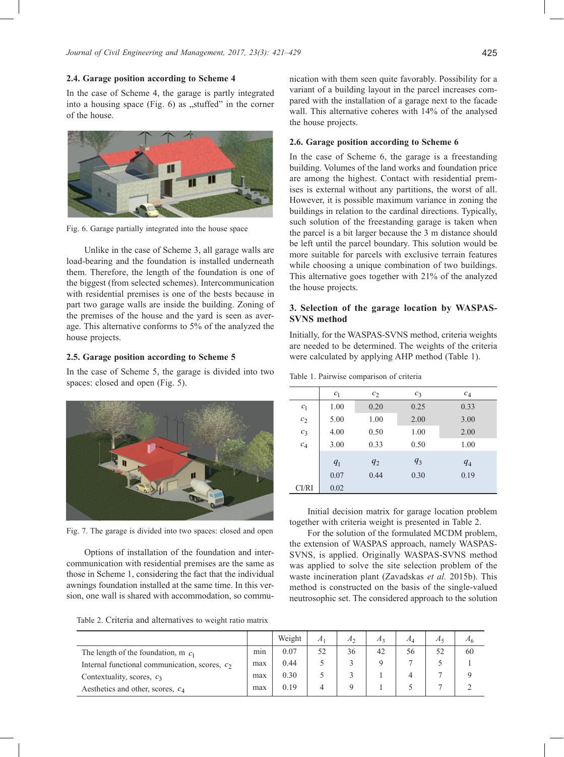### 2.4. Garage position according to Scheme 4

In the case of Scheme 4, the garage is partly integrated into a housing space (Fig. 6) as „stuffed" in the corner of the house.

Fig. 6. Garage partially integrated into the house space

Unlike in the case of Scheme 3, all garage walls are load-bearing and the foundation is installed underneath them. Therefore, the length of the foundation is one of the biggest (from selected schemes). Intercommunication with residential premises is one of the bests because in part two garage walls are inside the building. Zoning of the premises of the house and the yard is seen as average. This alternative conforms to 5% of the analyzed the house projects.

### 2.5. Garage position according to Scheme 5

In the case of Scheme 5, the garage is divided into two spaces: closed and open (Fig. 5).

Fig. 7. The garage is divided into two spaces: closed and open

Options of installation of the foundation and intercommunication with residential premises are the same as those in Scheme 1, considering the fact that the individual awnings foundation installed at the same time. In this version, one wall is shared with accommodation, so communication with them seen quite favorably. Possibility for a variant of a building layout in the parcel increases compared with the installation of a garage next to the facade wall. This alternative coheres with 14% of the analysed the house projects.

### 2.6. Garage position according to Scheme 6

In the case of Scheme 6, the garage is a freestanding building. Volumes of the land works and foundation price are among the highest. Contact with residential premises is external without any partitions, the worst of all. However, it is possible maximum variance in zoning the buildings in relation to the cardinal directions. Typically, such solution of the freestanding garage is taken when the parcel is a bit larger because the 3 m distance should be left until the parcel boundary. This solution would be more suitable for parcels with exclusive terrain features while choosing a unique combination of two buildings. This alternative goes together with 21% of the analyzed the house projects.

## 3. Selection of the garage location by WASPAS-SVNS method

Initially, for the WASPAS-SVNS method, criteria weights are needed to be determined. The weights of the criteria were calculated by applying AHP method (Table 1).

Table 1. Pairwise comparison of criteria

| | $c_1$ | $c_2$ | $c_3$ | $c_4$ |
|---|---|---|---|---|
| $c_1$ | 1.00 | 0.20 | 0.25 | 0.33 |
| $c_2$ | 5.00 | 1.00 | 2.00 | 3.00 |
| $c_3$ | 4.00 | 0.50 | 1.00 | 2.00 |
| $c_4$ | 3.00 | 0.33 | 0.50 | 1.00 |
| | $q_1$ | $q_2$ | $q_3$ | $q_4$ |
| | 0.07 | 0.44 | 0.30 | 0.19 |
| CI/RI | 0.02 | | | |

Initial decision matrix for garage location problem together with criteria weight is presented in Table 2.

For the solution of the formulated MCDM problem, the extension of WASPAS approach, namely WASPAS-SVNS, is applied. Originally WASPAS-SVNS method was applied to solve the site selection problem of the waste incineration plant (Zavadskas *et al.* 2015b). This method is constructed on the basis of the single-valued neutrosophic set. The considered approach to the solution

Table 2. Criteria and alternatives to weight ratio matrix

| | | Weight | $A_1$ | $A_2$ | $A_3$ | $A_4$ | $A_5$ | $A_6$ |
|---|---|---|---|---|---|---|---|---|
| The length of the foundation, m $c_1$ | min | 0.07 | 52 | 36 | 42 | 56 | 52 | 60 |
| Internal functional communication, scores, $c_2$ | max | 0.44 | 5 | 3 | 9 | 7 | 5 | 1 |
| Contextuality, scores, $c_3$ | max | 0.30 | 5 | 3 | 1 | 4 | 7 | 9 |
| Aesthetics and other, scores, $c_4$ | max | 0.19 | 4 | 9 | 1 | 5 | 7 | 2 |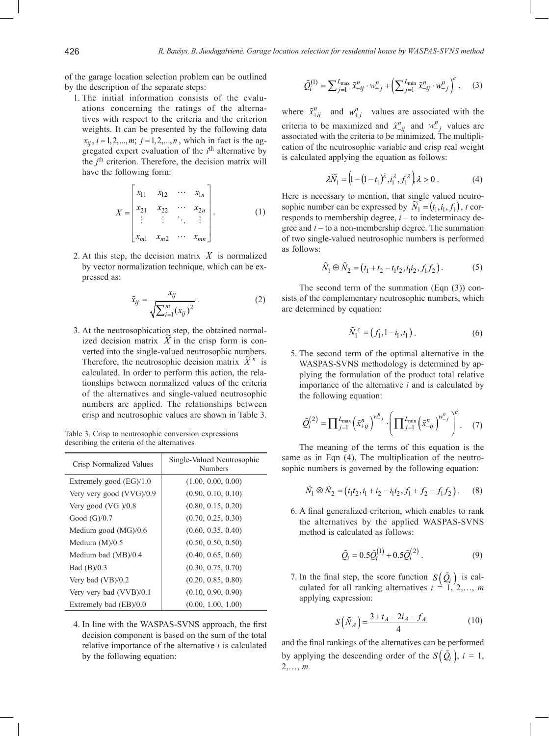of the garage location selection problem can be outlined by the description of the separate steps:

1. The initial information consists of the evaluations concerning the ratings of the alternatives with respect to the criteria and the criterion weights. It can be presented by the following data $x_{ij}$, $i = 1,2,...,m$; $j = 1,2,...,n$, which in fact is the aggregated expert evaluation of the $i^{\text{th}}$ alternative by the $j^{\text{th}}$ criterion. Therefore, the decision matrix will have the following form:

$$X = \begin{bmatrix} x_{11} & x_{12} & \cdots & x_{1n} \\ x_{21} & x_{22} & \cdots & x_{2n} \\ \vdots & \vdots & \ddots & \vdots \\ x_{m1} & x_{m2} & \cdots & x_{mn} \end{bmatrix}. \tag{1}$$

2. At this step, the decision matrix $X$ is normalized by vector normalization technique, which can be expressed as:

$$\tilde{x}_{ij} = \frac{x_{ij}}{\sqrt{\sum_{i=1}^{m}(x_{ij})^2}}. \tag{2}$$

3. At the neutrosophication step, the obtained normalized decision matrix $\tilde{X}$ in the crisp form is converted into the single-valued neutrosophic numbers. Therefore, the neutrosophic decision matrix $\tilde{X}^n$ is calculated. In order to perform this action, the relationships between normalized values of the criteria of the alternatives and single-valued neutrosophic numbers are applied. The relationships between crisp and neutrosophic values are shown in Table 3.

Table 3. Crisp to neutrosophic conversion expressions describing the criteria of the alternatives

| Crisp Normalized Values | Single-Valued Neutrosophic Numbers |
|---|---|
| Extremely good (EG)/1.0 | (1.00, 0.00, 0.00) |
| Very very good (VVG)/0.9 | (0.90, 0.10, 0.10) |
| Very good (VG )/0.8 | (0.80, 0.15, 0.20) |
| Good (G)/0.7 | (0.70, 0.25, 0.30) |
| Medium good (MG)/0.6 | (0.60, 0.35, 0.40) |
| Medium (M)/0.5 | (0.50, 0.50, 0.50) |
| Medium bad (MB)/0.4 | (0.40, 0.65, 0.60) |
| Bad (B)/0.3 | (0.30, 0.75, 0.70) |
| Very bad (VB)/0.2 | (0.20, 0.85, 0.80) |
| Very very bad (VVB)/0.1 | (0.10, 0.90, 0.90) |
| Extremely bad (EB)/0.0 | (0.00, 1.00, 1.00) |

4. In line with the WASPAS-SVNS approach, the first decision component is based on the sum of the total relative importance of the alternative $i$ is calculated by the following equation:

$$\tilde{Q}_i^{(1)} = \sum_{j=1}^{L_{\max}} \tilde{x}_{+ij}^{n} \cdot w_{+j}^{n} + \left(\sum_{j=1}^{L_{\min}} \tilde{x}_{-ij}^{n} \cdot w_{-j}^{n}\right)^c, \tag{3}$$

where $\tilde{x}_{+ij}^{n}$ and $w_{+j}^{n}$ values are associated with the criteria to be maximized and $\tilde{x}_{-ij}^{n}$ and $w_{-j}^{n}$ values are associated with the criteria to be minimized. The multiplication of the neutrosophic variable and crisp real weight is calculated applying the equation as follows:

$$\lambda \tilde{N}_1 = \left(1 - (1 - t_1)^{\lambda}, i_1^{\lambda}, f_1^{\lambda}\right), \lambda > 0. \tag{4}$$

Here is necessary to mention, that single valued neutrosophic number can be expressed by $\tilde{N}_1 = (t_1, i_1, f_1)$, $t$ corresponds to membership degree, $i$ – to indeterminacy degree and $t$ – to a non-membership degree. The summation of two single-valued neutrosophic numbers is performed as follows:

$$\tilde{N}_1 \oplus \tilde{N}_2 = \left(t_1 + t_2 - t_1 t_2, i_1 i_2, f_1 f_2\right). \tag{5}$$

The second term of the summation (Eqn (3)) consists of the complementary neutrosophic numbers, which are determined by equation:

$$\tilde{N}_1^{\,c} = \left(f_1, 1 - i_1, t_1\right). \tag{6}$$

5. The second term of the optimal alternative in the WASPAS-SVNS methodology is determined by applying the formulation of the product total relative importance of the alternative $i$ and is calculated by the following equation:

$$\tilde{Q}_i^{(2)} = \prod_{j=1}^{L_{\max}} \left(\tilde{x}_{+ij}^{n}\right)^{w_{+j}^{n}} \cdot \left(\prod_{j=1}^{L_{\min}} \left(\tilde{x}_{-ij}^{n}\right)^{w_{-j}^{n}}\right)^c. \tag{7}$$

The meaning of the terms of this equation is the same as in Eqn (4). The multiplication of the neutrosophic numbers is governed by the following equation:

$$\tilde{N}_1 \otimes \tilde{N}_2 = \left(t_1 t_2, i_1 + i_2 - i_1 i_2, f_1 + f_2 - f_1 f_2\right). \tag{8}$$

6. A final generalized criterion, which enables to rank the alternatives by the applied WASPAS-SVNS method is calculated as follows:

$$\tilde{Q}_i = 0.5\tilde{Q}_i^{(1)} + 0.5\tilde{Q}_i^{(2)}. \tag{9}$$

7. In the final step, the score function $S\left(\tilde{Q}_i\right)$ is calculated for all ranking alternatives $i = 1, 2,\ldots, m$ applying expression:

$$S\left(\tilde{N}_A\right) = \frac{3 + t_A - 2i_A - f_A}{4} \tag{10}$$

and the final rankings of the alternatives can be performed by applying the descending order of the $S\left(\tilde{Q}_i\right)$, $i = 1, 2,\ldots, m$.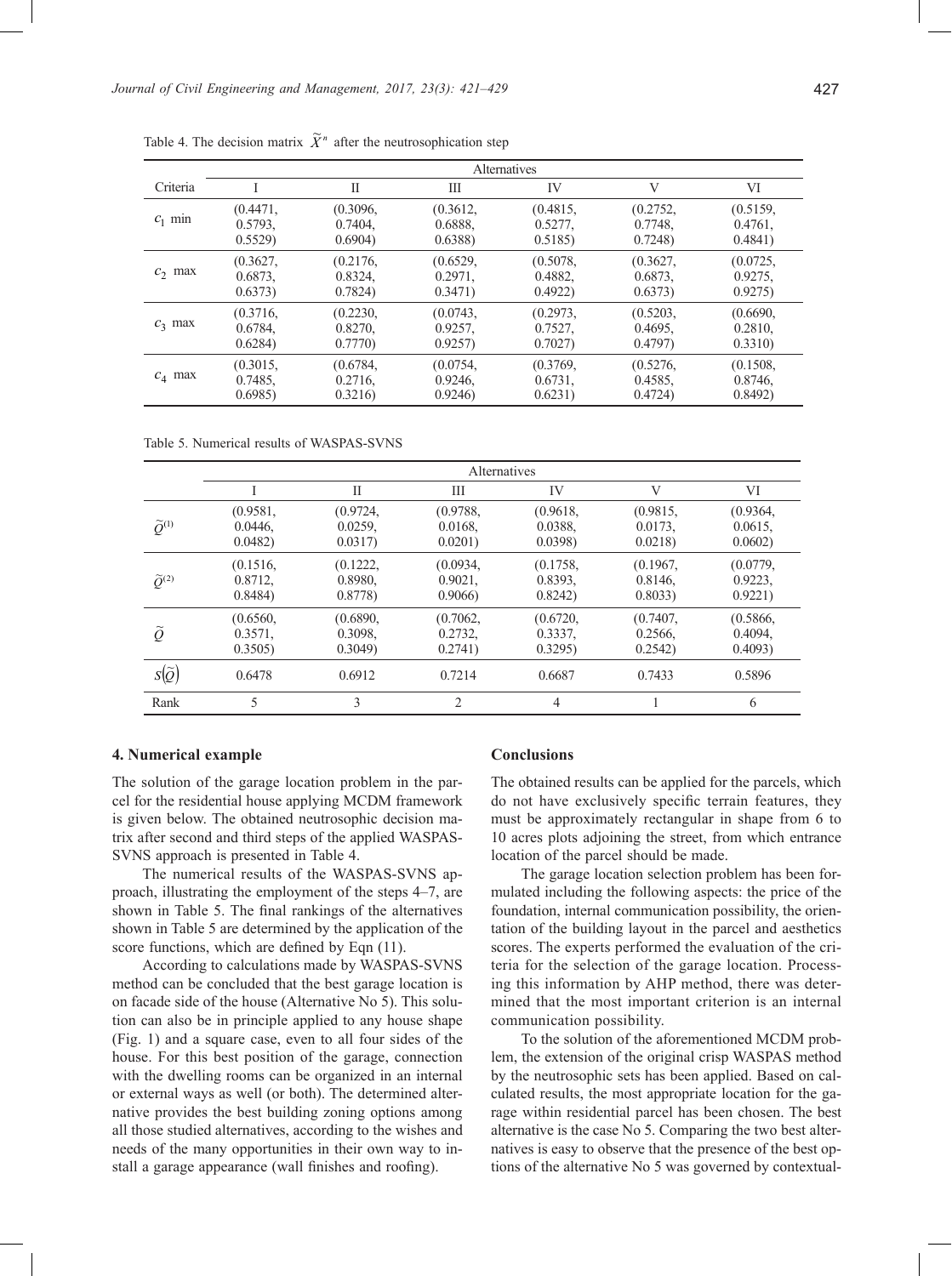Table 4. The decision matrix $\widetilde{X}^n$ after the neutrosophication step

| Criteria | Alternatives | | | | | |
|---|---|---|---|---|---|---|
| | I | II | III | IV | V | VI |
| $c_1$ min | (0.4471, 0.5793, 0.5529) | (0.3096, 0.7404, 0.6904) | (0.3612, 0.6888, 0.6388) | (0.4815, 0.5277, 0.5185) | (0.2752, 0.7748, 0.7248) | (0.5159, 0.4761, 0.4841) |
| $c_2$ max | (0.3627, 0.6873, 0.6373) | (0.2176, 0.8324, 0.7824) | (0.6529, 0.2971, 0.3471) | (0.5078, 0.4882, 0.4922) | (0.3627, 0.6873, 0.6373) | (0.0725, 0.9275, 0.9275) |
| $c_3$ max | (0.3716, 0.6784, 0.6284) | (0.2230, 0.8270, 0.7770) | (0.0743, 0.9257, 0.9257) | (0.2973, 0.7527, 0.7027) | (0.5203, 0.4695, 0.4797) | (0.6690, 0.2810, 0.3310) |
| $c_4$ max | (0.3015, 0.7485, 0.6985) | (0.6784, 0.2716, 0.3216) | (0.0754, 0.9246, 0.9246) | (0.3769, 0.6731, 0.6231) | (0.5276, 0.4585, 0.4724) | (0.1508, 0.8746, 0.8492) |

Table 5. Numerical results of WASPAS-SVNS

| | Alternatives | | | | | |
|---|---|---|---|---|---|---|
| | I | II | III | IV | V | VI |
| $\widetilde{Q}^{(1)}$ | (0.9581, 0.0446, 0.0482) | (0.9724, 0.0259, 0.0317) | (0.9788, 0.0168, 0.0201) | (0.9618, 0.0388, 0.0398) | (0.9815, 0.0173, 0.0218) | (0.9364, 0.0615, 0.0602) |
| $\widetilde{Q}^{(2)}$ | (0.1516, 0.8712, 0.8484) | (0.1222, 0.8980, 0.8778) | (0.0934, 0.9021, 0.9066) | (0.1758, 0.8393, 0.8242) | (0.1967, 0.8146, 0.8033) | (0.0779, 0.9223, 0.9221) |
| $\widetilde{Q}$ | (0.6560, 0.3571, 0.3505) | (0.6890, 0.3098, 0.3049) | (0.7062, 0.2732, 0.2741) | (0.6720, 0.3337, 0.3295) | (0.7407, 0.2566, 0.2542) | (0.5866, 0.4094, 0.4093) |
| $S(\widetilde{Q})$ | 0.6478 | 0.6912 | 0.7214 | 0.6687 | 0.7433 | 0.5896 |
| Rank | 5 | 3 | 2 | 4 | 1 | 6 |

## 4. Numerical example

The solution of the garage location problem in the parcel for the residential house applying MCDM framework is given below. The obtained neutrosophic decision matrix after second and third steps of the applied WASPAS-SVNS approach is presented in Table 4.

The numerical results of the WASPAS-SVNS approach, illustrating the employment of the steps 4–7, are shown in Table 5. The final rankings of the alternatives shown in Table 5 are determined by the application of the score functions, which are defined by Eqn (11).

According to calculations made by WASPAS-SVNS method can be concluded that the best garage location is on facade side of the house (Alternative No 5). This solution can also be in principle applied to any house shape (Fig. 1) and a square case, even to all four sides of the house. For this best position of the garage, connection with the dwelling rooms can be organized in an internal or external ways as well (or both). The determined alternative provides the best building zoning options among all those studied alternatives, according to the wishes and needs of the many opportunities in their own way to install a garage appearance (wall finishes and roofing).

## Conclusions

The obtained results can be applied for the parcels, which do not have exclusively specific terrain features, they must be approximately rectangular in shape from 6 to 10 acres plots adjoining the street, from which entrance location of the parcel should be made.

The garage location selection problem has been formulated including the following aspects: the price of the foundation, internal communication possibility, the orientation of the building layout in the parcel and aesthetics scores. The experts performed the evaluation of the criteria for the selection of the garage location. Processing this information by AHP method, there was determined that the most important criterion is an internal communication possibility.

To the solution of the aforementioned MCDM problem, the extension of the original crisp WASPAS method by the neutrosophic sets has been applied. Based on calculated results, the most appropriate location for the garage within residential parcel has been chosen. The best alternative is the case No 5. Comparing the two best alternatives is easy to observe that the presence of the best options of the alternative No 5 was governed by contextual-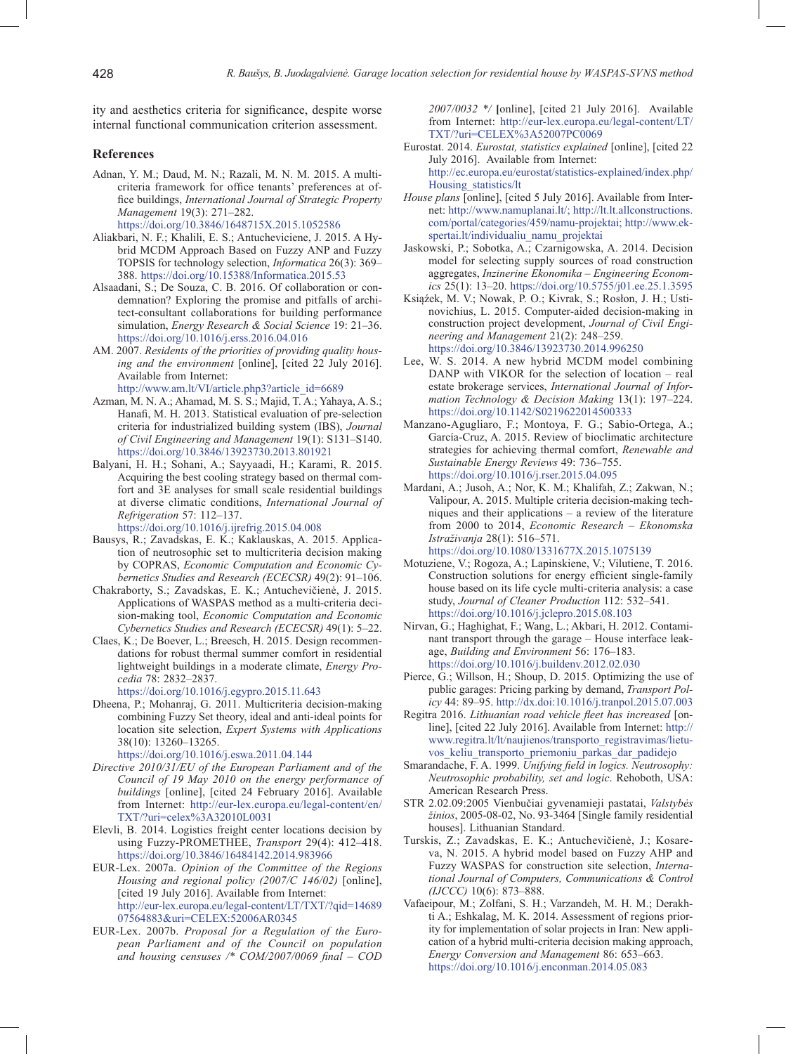ity and aesthetics criteria for significance, despite worse internal functional communication criterion assessment.

## References

Adnan, Y. M.; Daud, M. N.; Razali, M. N. M. 2015. A multi-criteria framework for office tenants' preferences at office buildings, *International Journal of Strategic Property Management* 19(3): 271–282. https://doi.org/10.3846/1648715X.2015.1052586

Aliakbari, N. F.; Khalili, E. S.; Antucheviciene, J. 2015. A Hybrid MCDM Approach Based on Fuzzy ANP and Fuzzy TOPSIS for technology selection, *Informatica* 26(3): 369–388. https://doi.org/10.15388/Informatica.2015.53

Alsaadani, S.; De Souza, C. B. 2016. Of collaboration or condemnation? Exploring the promise and pitfalls of architect-consultant collaborations for building performance simulation, *Energy Research & Social Science* 19: 21–36. https://doi.org/10.1016/j.erss.2016.04.016

AM. 2007. *Residents of the priorities of providing quality housing and the environment* [online], [cited 22 July 2016]. Available from Internet: http://www.am.lt/VI/article.php3?article_id=6689

Azman, M. N. A.; Ahamad, M. S. S.; Majid, T. A.; Yahaya, A. S.; Hanafi, M. H. 2013. Statistical evaluation of pre-selection criteria for industrialized building system (IBS), *Journal of Civil Engineering and Management* 19(1): S131–S140. https://doi.org/10.3846/13923730.2013.801921

Balyani, H. H.; Sohani, A.; Sayyaadi, H.; Karami, R. 2015. Acquiring the best cooling strategy based on thermal comfort and 3E analyses for small scale residential buildings at diverse climatic conditions, *International Journal of Refrigeration* 57: 112–137. https://doi.org/10.1016/j.ijrefrig.2015.04.008

Bausys, R.; Zavadskas, E. K.; Kaklauskas, A. 2015. Application of neutrosophic set to multicriteria decision making by COPRAS, *Economic Computation and Economic Cybernetics Studies and Research (ECECSR)* 49(2): 91–106.

Chakraborty, S.; Zavadskas, E. K.; Antuchevičienė, J. 2015. Applications of WASPAS method as a multi-criteria decision-making tool, *Economic Computation and Economic Cybernetics Studies and Research (ECECSR)* 49(1): 5–22.

Claes, K.; De Boever, L.; Breesch, H. 2015. Design recommendations for robust thermal summer comfort in residential lightweight buildings in a moderate climate, *Energy Procedia* 78: 2832–2837. https://doi.org/10.1016/j.egypro.2015.11.643

Dheena, P.; Mohanraj, G. 2011. Multicriteria decision-making combining Fuzzy Set theory, ideal and anti-ideal points for location site selection, *Expert Systems with Applications* 38(10): 13260–13265. https://doi.org/10.1016/j.eswa.2011.04.144

*Directive 2010/31/EU of the European Parliament and of the Council of 19 May 2010 on the energy performance of buildings* [online], [cited 24 February 2016]. Available from Internet: http://eur-lex.europa.eu/legal-content/en/TXT/?uri=celex%3A32010L0031

Elevli, B. 2014. Logistics freight center locations decision by using Fuzzy-PROMETHEE, *Transport* 29(4): 412–418. https://doi.org/10.3846/16484142.2014.983966

EUR-Lex. 2007a. *Opinion of the Committee of the Regions Housing and regional policy (2007/C 146/02)* [online], [cited 19 July 2016]. Available from Internet: http://eur-lex.europa.eu/legal-content/LT/TXT/?qid=1468907564883&uri=CELEX:52006AR0345

EUR-Lex. 2007b. *Proposal for a Regulation of the European Parliament and of the Council on population and housing censuses /* COM/2007/0069 final – COD 2007/0032 */* [online], [cited 21 July 2016]. Available from Internet: http://eur-lex.europa.eu/legal-content/LT/TXT/?uri=CELEX%3A52007PC0069

Eurostat. 2014. *Eurostat, statistics explained* [online], [cited 22 July 2016]. Available from Internet: http://ec.europa.eu/eurostat/statistics-explained/index.php/Housing_statistics/lt

*House plans* [online], [cited 5 July 2016]. Available from Internet: http://www.namuplanai.lt/; http://lt.lt.allconstructions.com/portal/categories/459/namu-projektai; http://www.ekspertai.lt/individualiu_namu_projektai

Jaskowski, P.; Sobotka, A.; Czarnigowska, A. 2014. Decision model for selecting supply sources of road construction aggregates, *Inzinerine Ekonomika – Engineering Economics* 25(1): 13–20. https://doi.org/10.5755/j01.ee.25.1.3595

Książek, M. V.; Nowak, P. O.; Kivrak, S.; Rosłon, J. H.; Ustinovichius, L. 2015. Computer-aided decision-making in construction project development, *Journal of Civil Engineering and Management* 21(2): 248–259. https://doi.org/10.3846/13923730.2014.996250

Lee, W. S. 2014. A new hybrid MCDM model combining DANP with VIKOR for the selection of location – real estate brokerage services, *International Journal of Information Technology & Decision Making* 13(1): 197–224. https://doi.org/10.1142/S0219622014500333

Manzano-Agugliaro, F.; Montoya, F. G.; Sabio-Ortega, A.; García-Cruz, A. 2015. Review of bioclimatic architecture strategies for achieving thermal comfort, *Renewable and Sustainable Energy Reviews* 49: 736–755. https://doi.org/10.1016/j.rser.2015.04.095

Mardani, A.; Jusoh, A.; Nor, K. M.; Khalifah, Z.; Zakwan, N.; Valipour, A. 2015. Multiple criteria decision-making techniques and their applications – a review of the literature from 2000 to 2014, *Economic Research – Ekonomska Istraživanja* 28(1): 516–571. https://doi.org/10.1080/1331677X.2015.1075139

Motuziene, V.; Rogoza, A.; Lapinskiene, V.; Vilutiene, T. 2016. Construction solutions for energy efficient single-family house based on its life cycle multi-criteria analysis: a case study, *Journal of Cleaner Production* 112: 532–541. https://doi.org/10.1016/j.jclepro.2015.08.103

Nirvan, G.; Haghighat, F.; Wang, L.; Akbari, H. 2012. Contaminant transport through the garage – House interface leakage, *Building and Environment* 56: 176–183. https://doi.org/10.1016/j.buildenv.2012.02.030

Pierce, G.; Willson, H.; Shoup, D. 2015. Optimizing the use of public garages: Pricing parking by demand, *Transport Policy* 44: 89–95. http://dx.doi:10.1016/j.tranpol.2015.07.003

Regitra 2016. *Lithuanian road vehicle fleet has increased* [online], [cited 22 July 2016]. Available from Internet: http://www.regitra.lt/lt/naujienos/transporto_registravimas/lietuvos_keliu_transporto_priemoniu_parkas_dar_padidejo

Smarandache, F. A. 1999. *Unifying field in logics. Neutrosophy: Neutrosophic probability, set and logic*. Rehoboth, USA: American Research Press.

STR 2.02.09:2005 Vienbučiai gyvenamieji pastatai, *Valstybės žinios*, 2005-08-02, No. 93-3464 [Single family residential houses]. Lithuanian Standard.

Turskis, Z.; Zavadskas, E. K.; Antuchevičienė, J.; Kosareva, N. 2015. A hybrid model based on Fuzzy AHP and Fuzzy WASPAS for construction site selection, *International Journal of Computers, Communications & Control (IJCCC)* 10(6): 873–888.

Vafaeipour, M.; Zolfani, S. H.; Varzandeh, M. H. M.; Derakhti A.; Eshkalag, M. K. 2014. Assessment of regions priority for implementation of solar projects in Iran: New application of a hybrid multi-criteria decision making approach, *Energy Conversion and Management* 86: 653–663. https://doi.org/10.1016/j.enconman.2014.05.083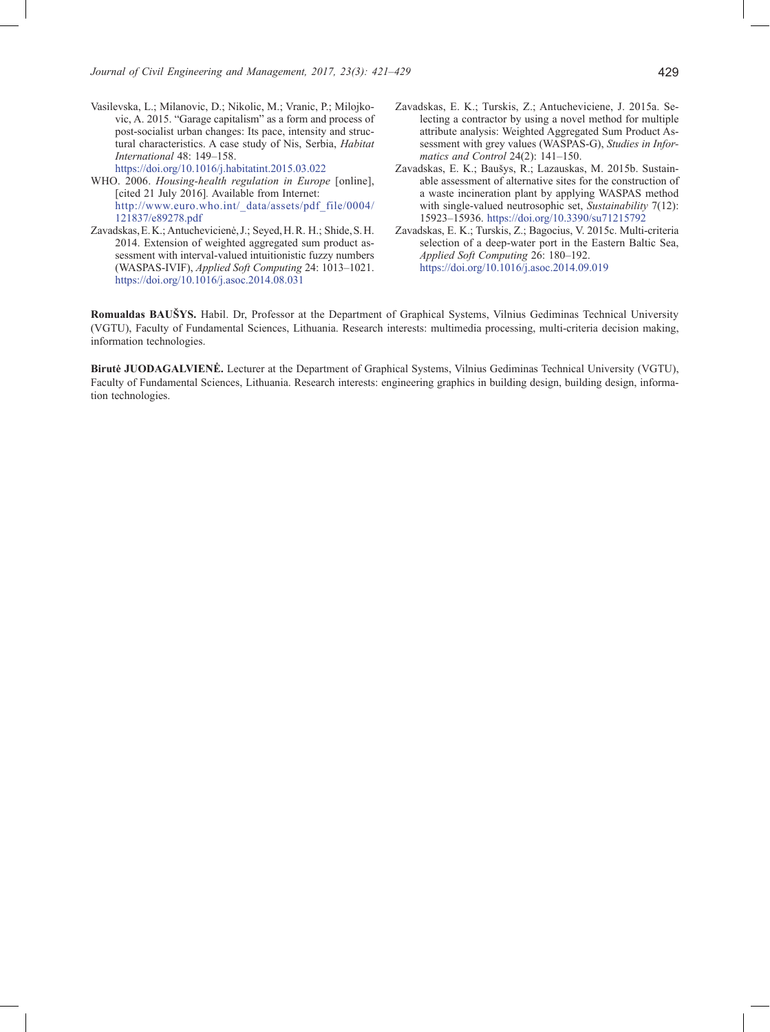Vasilevska, L.; Milanovic, D.; Nikolic, M.; Vranic, P.; Milojkovic, A. 2015. "Garage capitalism" as a form and process of post-socialist urban changes: Its pace, intensity and structural characteristics. A case study of Nis, Serbia, *Habitat International* 48: 149–158. https://doi.org/10.1016/j.habitatint.2015.03.022

WHO. 2006. *Housing-health regulation in Europe* [online], [cited 21 July 2016]. Available from Internet: http://www.euro.who.int/_data/assets/pdf_file/0004/121837/e89278.pdf

Zavadskas, E. K.; Antuchevicienė, J.; Seyed, H. R. H.; Shide, S. H. 2014. Extension of weighted aggregated sum product assessment with interval-valued intuitionistic fuzzy numbers (WASPAS-IVIF), *Applied Soft Computing* 24: 1013–1021. https://doi.org/10.1016/j.asoc.2014.08.031

Zavadskas, E. K.; Turskis, Z.; Antucheviciene, J. 2015a. Selecting a contractor by using a novel method for multiple attribute analysis: Weighted Aggregated Sum Product Assessment with grey values (WASPAS-G), *Studies in Informatics and Control* 24(2): 141–150.

Zavadskas, E. K.; Baušys, R.; Lazauskas, M. 2015b. Sustainable assessment of alternative sites for the construction of a waste incineration plant by applying WASPAS method with single-valued neutrosophic set, *Sustainability* 7(12): 15923–15936. https://doi.org/10.3390/su71215792

Zavadskas, E. K.; Turskis, Z.; Bagocius, V. 2015c. Multi-criteria selection of a deep-water port in the Eastern Baltic Sea, *Applied Soft Computing* 26: 180–192. https://doi.org/10.1016/j.asoc.2014.09.019

**Romualdas BAUŠYS.** Habil. Dr, Professor at the Department of Graphical Systems, Vilnius Gediminas Technical University (VGTU), Faculty of Fundamental Sciences, Lithuania. Research interests: multimedia processing, multi-criteria decision making, information technologies.

**Birutė JUODAGALVIENĖ.** Lecturer at the Department of Graphical Systems, Vilnius Gediminas Technical University (VGTU), Faculty of Fundamental Sciences, Lithuania. Research interests: engineering graphics in building design, building design, information technologies.